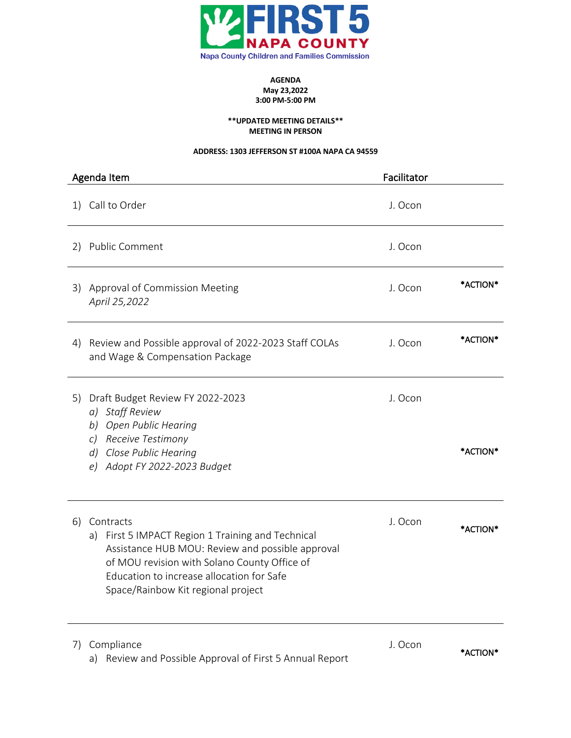# FIRST 5 NAPA COUNTY

Napa County Children and Families Commission

**AGENDA**
**May 23,2022**
**3:00 PM-5:00 PM**

****UPDATED MEETING DETAILS****
**MEETING IN PERSON**

**ADDRESS: 1303 JEFFERSON ST #100A NAPA CA 94559**

| Agenda Item | Facilitator | |
|---|---|---|
| 1) Call to Order | J. Ocon | |
| 2) Public Comment | J. Ocon | |
| 3) Approval of Commission Meeting *April 25,2022* | J. Ocon | *ACTION* |
| 4) Review and Possible approval of 2022-2023 Staff COLAs and Wage & Compensation Package | J. Ocon | *ACTION* |
| 5) Draft Budget Review FY 2022-2023<br>*a) Staff Review*<br>*b) Open Public Hearing*<br>*c) Receive Testimony*<br>*d) Close Public Hearing*<br>*e) Adopt FY 2022-2023 Budget* | J. Ocon | *ACTION* |
| 6) Contracts<br>a) First 5 IMPACT Region 1 Training and Technical Assistance HUB MOU: Review and possible approval of MOU revision with Solano County Office of Education to increase allocation for Safe Space/Rainbow Kit regional project | J. Ocon | *ACTION* |
| 7) Compliance<br>a) Review and Possible Approval of First 5 Annual Report | J. Ocon | *ACTION* |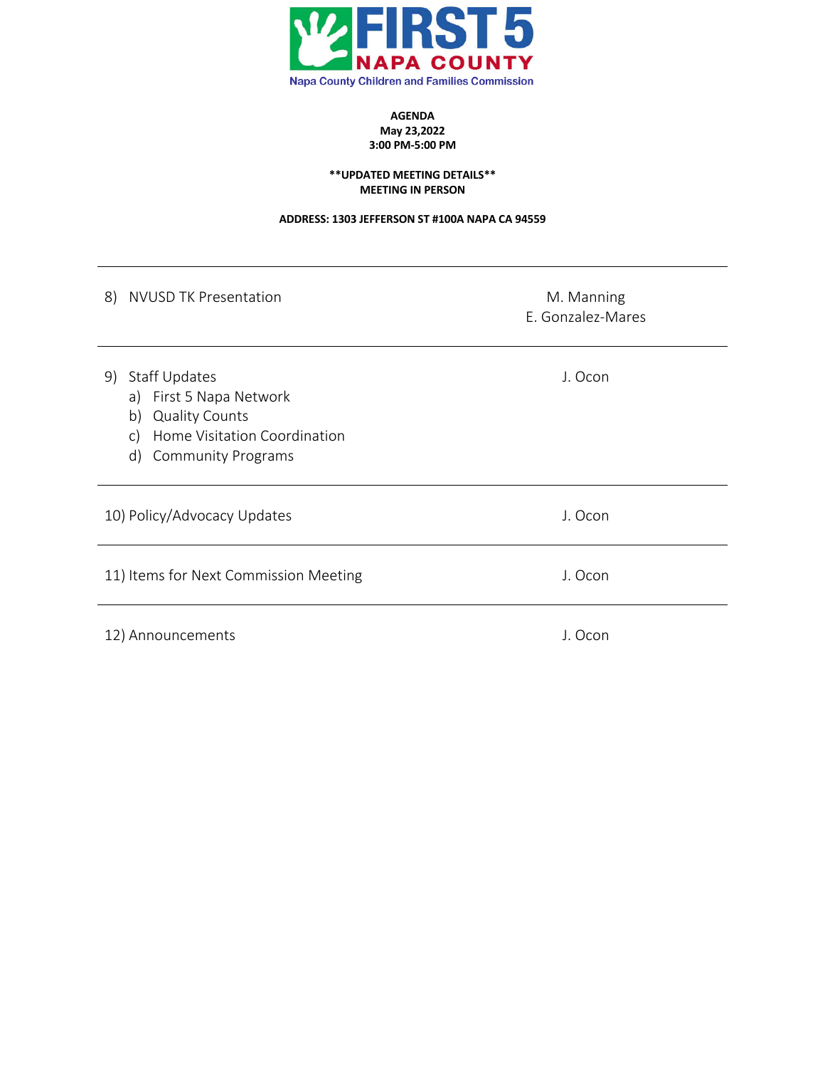**AGENDA**
**May 23,2022**
**3:00 PM-5:00 PM**

**\*\*UPDATED MEETING DETAILS\*\***
**MEETING IN PERSON**

**ADDRESS: 1303 JEFFERSON ST #100A NAPA CA 94559**

| | |
|---|---|
| 8) NVUSD TK Presentation | M. Manning<br>E. Gonzalez-Mares |
| 9) Staff Updates<br>a) First 5 Napa Network<br>b) Quality Counts<br>c) Home Visitation Coordination<br>d) Community Programs | J. Ocon |
| 10) Policy/Advocacy Updates | J. Ocon |
| 11) Items for Next Commission Meeting | J. Ocon |
| 12) Announcements | J. Ocon |